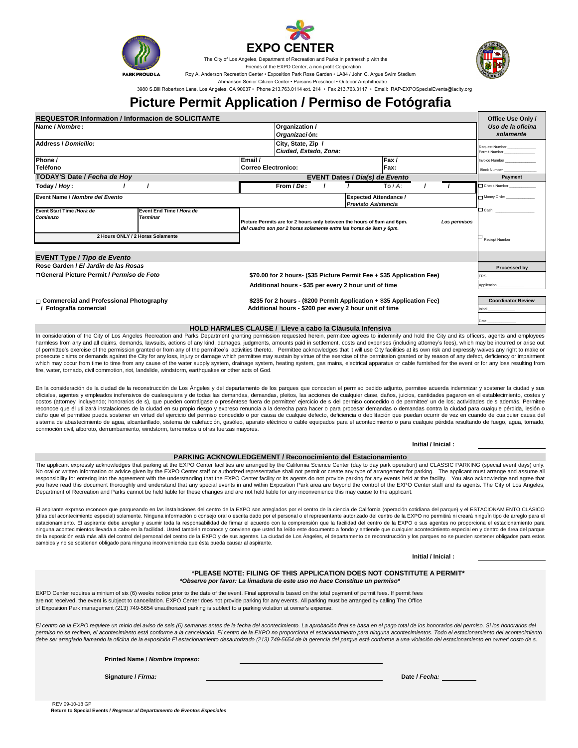# EXPO CENTER

The City of Los Angeles, Department of Recreation and Parks in partnership with the
Friends of the EXPO Center, a non-profit Corporation
Roy A. Anderson Recreation Center • Exposition Park Rose Garden • LA84 / John C. Argue Swim Stadium
Ahmanson Senior Citizen Center • Parsons Preschool • Outdoor Amphitheatre
3980 S.Bill Robertson Lane, Los Angeles, CA 90037 • Phone 213.763.0114 ext. 214 • Fax 213.763.3117 • Email: RAP-EXPOSpecialEvents@lacity.org

# Picture Permit Application / Permiso de Fotógrafia

| REQUESTOR Information / Informacion de SOLICITANTE | | | | Office Use Only / *Uso de la oficina solamente* |
|---|---|---|---|---|
| Name / *Nombre*: | | Organization / *Organización*: | | |
| Address / *Domicilio:* | | City, State, Zip / *Ciudad, Estado, Zona:* | | Request Number ______ Permit Number ______ |
| Phone / Teléfono | Email / Correo Electronico: | | Fax / Fax: | Invoice Number ______ Block Number ______ |
| TODAY'S Date / *Fecha de Hoy* | EVENT Dates / *Día(s) de Evento* | | | Payment |
| Today / *Hoy*: / / | From / *De*: / / | | To / *A*: / / | ☐ Check Number ______ |
| Event Name / *Nombre del Evento* | | Expected Attendance / *Previsto Asistencia* | | ☐ Money Order ______ |
| Event Start Time /*Hora de Comienzo* / Event End Time / *Hora de Terminar* — 2 Hours ONLY / 2 Horas Solamente | Picture Permits are for 2 hours only between the hours of 9am and 6pm. *Los permisos del cuadro son por 2 horas solamente entre las horas de 9am y 6pm.* | | | ☐ Cash ______ ☐ Reciept Number |

**EVENT Type / *Tipo de Evento***

**Rose Garden / *El Jardín de las Rosas***

| | | Processed by |
|---|---|---|
| ☐ **General Picture Permit / *Permiso de Foto*** | **$70.00 for 2 hours- ($35 Picture Permit Fee + $35 Application Fee)** **Additional hours - $35 per every 2 hour unit of time** | FRS ______ Application ______ |
| ☐ **Commercial and Professional Photography / Fotografía comercial** | **$235 for 2 hours - ($200 Permit Application + $35 Application Fee)** **Additional hours - $200 per every 2 hour unit of time** | **Coordinator Review** Initial ______ Date ______ |

## HOLD HARMLES CLAUSE / Lleve a cabo la Cláusula Infensiva

In consideration of the City of Los Angeles Recreation and Parks Department granting permission requested herein, permittee agrees to indemnify and hold the City and its officers, agents and employees harmless from any and all claims, demands, lawsuits, actions of any kind, damages, judgments, amounts paid in settlement, costs and expenses (including attorney's fees), which may be incurred or arise out of permittee's exercise of the permission granted or from any of the permittee's activities thereto. Permittee acknowledges that it will use City facilities at its own risk and expressly waives any right to make or prosecute claims or demands against the City for any loss, injury or damage which permittee may sustain by virtue of the exercise of the permission granted or by reason of any defect, deficiency or impairment which may occur from time to time from any cause of the water supply system, drainage system, heating system, gas mains, electrical apparatus or cable furnished for the event or for any loss resulting from fire, water, tornado, civil commotion, riot, landslide, windstorm, earthquakes or other acts of God.

En la consideración de la ciudad de la reconstrucción de Los Ángeles y del departamento de los parques que conceden el permiso pedido adjunto, permitee acuerda indemnizar y sostener la ciudad y sus oficiales, agentes y empleados inofensivos de cualesquiera y de todas las demandas, demandas, pleitos, las acciones de cualquier clase, daños, juicios, cantidades pagaron en el establecimiento, costes y costos (attorney' incluyendo; honorarios de s), que pueden contráigase o preséntese fuera de permittee' ejercicio de s del permiso concedido o de permittee' un de los; actividades de s además. Permitee reconoce que él utilizará instalaciones de la ciudad en su propio riesgo y expreso renuncia a la derecha para hacer o para procesar demandas o demandas contra la ciudad para cualquie pérdida, lesión o daño que el permittee pueda sostener en virtud del ejercicio del permiso concedido o por causa de cualquie defecto, deficiencia o debilitación que puedan ocurrir de vez en cuando de cualquier causa del sistema de abastecimiento de agua, alcantarillado, sistema de calefacción, gasóleo, aparato eléctrico o cable equipados para el acontecimiento o para cualquie pérdida resultando de fuego, agua, tornado, conmoción civil, alboroto, derrumbamiento, windstorm, terremotos u otras fuerzas mayores.

**Initial / Inicial :** ____________

## PARKING ACKNOWLEDGEMENT / Reconocimiento del Estacionamiento

The applicant expressly acknowledges that parking at the EXPO Center facilities are arranged by the California Science Center (day to day park operation) and CLASSIC PARKING (special event days) only. No oral or written information or advice given by the EXPO Center staff or authorized representative shall not permit or create any type of arrangement for parking. The applicant must arrange and assume all responsibility for entering into the agreement with the understanding that the EXPO Center facility or its agents do not provide parking for any events held at the facility. You also acknowledge and agree that you have read this document thoroughly and understand that any special events in and within Exposition Park area are beyond the control of the EXPO Center staff and its agents. The City of Los Angeles, Department of Recreation and Parks cannot be held liable for these changes and are not held liable for any inconvenience this may cause to the applicant.

El aspirante expreso reconoce que parqueando en las instalaciones del centro de la EXPO son arreglados por el centro de la ciencia de California (operación cotidiana del parque) y el ESTACIONAMIENTO CLÁSICO (días del acontecimiento especial) solamente. Ninguna información o consejo oral o escrita dado por el personal o el representante autorizado del centro de la EXPO no permitirá ni creará ninguln tipo de arreglo para el estacionamiento. El aspirante debe arreglar y asumir toda la responsabilidad de firmar el acuerdo con la comprensión que la facilidad del centro de la EXPO o sus agentes no proporciona el estacionamiento para ninguna acontecimientos llevada a cabo en la facilidad. Usted también reconoce y conviene que usted ha leído este documento a fondo y entiende que cualquier acontecimiento especial en y dentro de área del parque de la exposición está más allá del control del personal del centro de la EXPO y de sus agentes. La ciudad de Los Ángeles, el departamento de reconstrucción y los parques no se pueden sostener obligados para estos cambios y no se sostienen obligado para ninguna inconveniencia que ésta pueda causar al aspirante.

**Initial / Inicial :** ____________

**\*PLEASE NOTE: FILING OF THIS APPLICATION DOES NOT CONSTITUTE A PERMIT\***
***\*Observe por favor: La limadura de este uso no hace Constitue un permiso\****

EXPO Center requires a minium of six (6) weeks notice prior to the date of the event. Final approval is based on the total payment of permit fees. If permit fees are not received, the event is subject to cancellation. EXPO Center does not provide parking for any events. All parking must be arranged by calling The Office of Exposition Park management (213) 749-5654 unauthorized parking is sublect to a parking violation at owner's expense.

*El centro de la EXPO requiere un minio del aviso de seis (6) semanas antes de la fecha del acontecimiento. La aprobación final se basa en el pago total de los honorarios del permiso. Si los honorarios del permiso no se reciben, el acontecimiento está conforme a la cancelación. El centro de la EXPO no proporciona el estacionamiento para ninguna acontecimientos. Todo el estacionamiento del acontecimiento debe ser arreglado llamando la oficina de la exposición El estacionamiento desautorizado (213) 749-5654 de la gerencia del parque está conforme a una violación del estacionamiento en owner' costo de s.*

**Printed Name / *Nombre Impreso:*** ____________________

**Signature / *Firma:*** ____________________ **Date / *Fecha:*** __________

REV 09-10-18 GP
**Return to Special Events / *Regresar al Departamento de Eventos Especiales***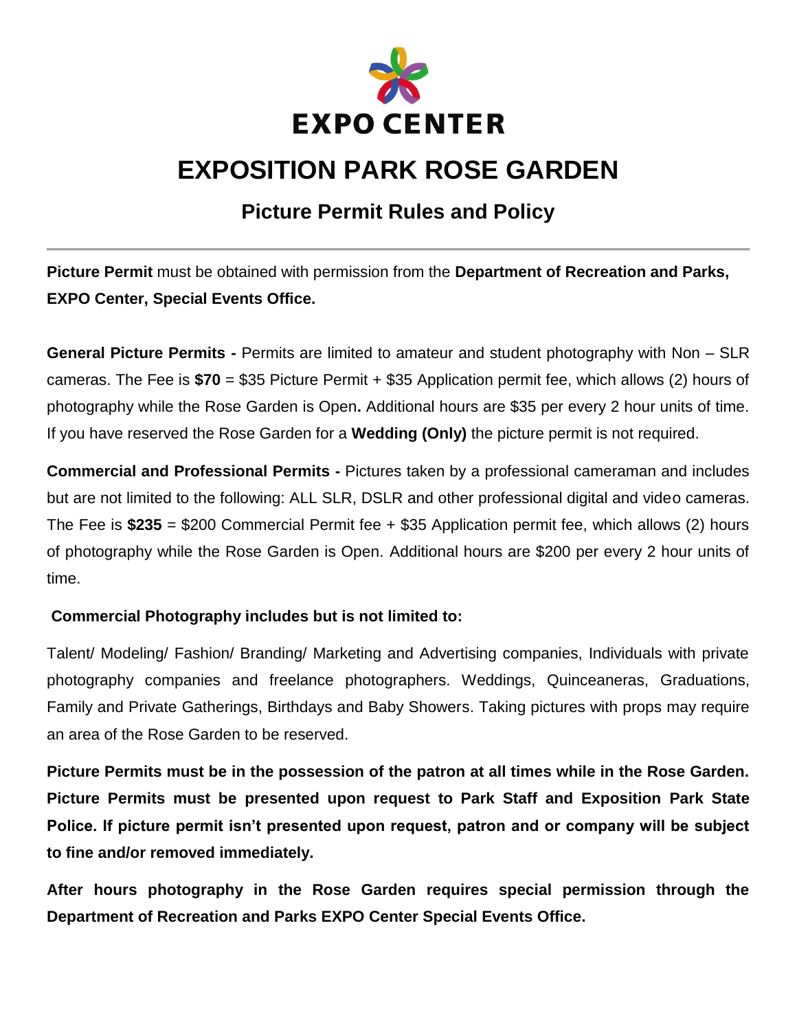EXPO CENTER

# EXPOSITION PARK ROSE GARDEN

## Picture Permit Rules and Policy

---

**Picture Permit** must be obtained with permission from the **Department of Recreation and Parks, EXPO Center, Special Events Office.**

**General Picture Permits -** Permits are limited to amateur and student photography with Non – SLR cameras. The Fee is **$70** = $35 Picture Permit + $35 Application permit fee, which allows (2) hours of photography while the Rose Garden is Open**.** Additional hours are $35 per every 2 hour units of time. If you have reserved the Rose Garden for a **Wedding (Only)** the picture permit is not required.

**Commercial and Professional Permits -** Pictures taken by a professional cameraman and includes but are not limited to the following: ALL SLR, DSLR and other professional digital and video cameras. The Fee is **$235** = $200 Commercial Permit fee + $35 Application permit fee, which allows (2) hours of photography while the Rose Garden is Open. Additional hours are $200 per every 2 hour units of time.

**Commercial Photography includes but is not limited to:**

Talent/ Modeling/ Fashion/ Branding/ Marketing and Advertising companies, Individuals with private photography companies and freelance photographers. Weddings, Quinceaneras, Graduations, Family and Private Gatherings, Birthdays and Baby Showers. Taking pictures with props may require an area of the Rose Garden to be reserved.

**Picture Permits must be in the possession of the patron at all times while in the Rose Garden. Picture Permits must be presented upon request to Park Staff and Exposition Park State Police. If picture permit isn't presented upon request, patron and or company will be subject to fine and/or removed immediately.**

**After hours photography in the Rose Garden requires special permission through the Department of Recreation and Parks EXPO Center Special Events Office.**